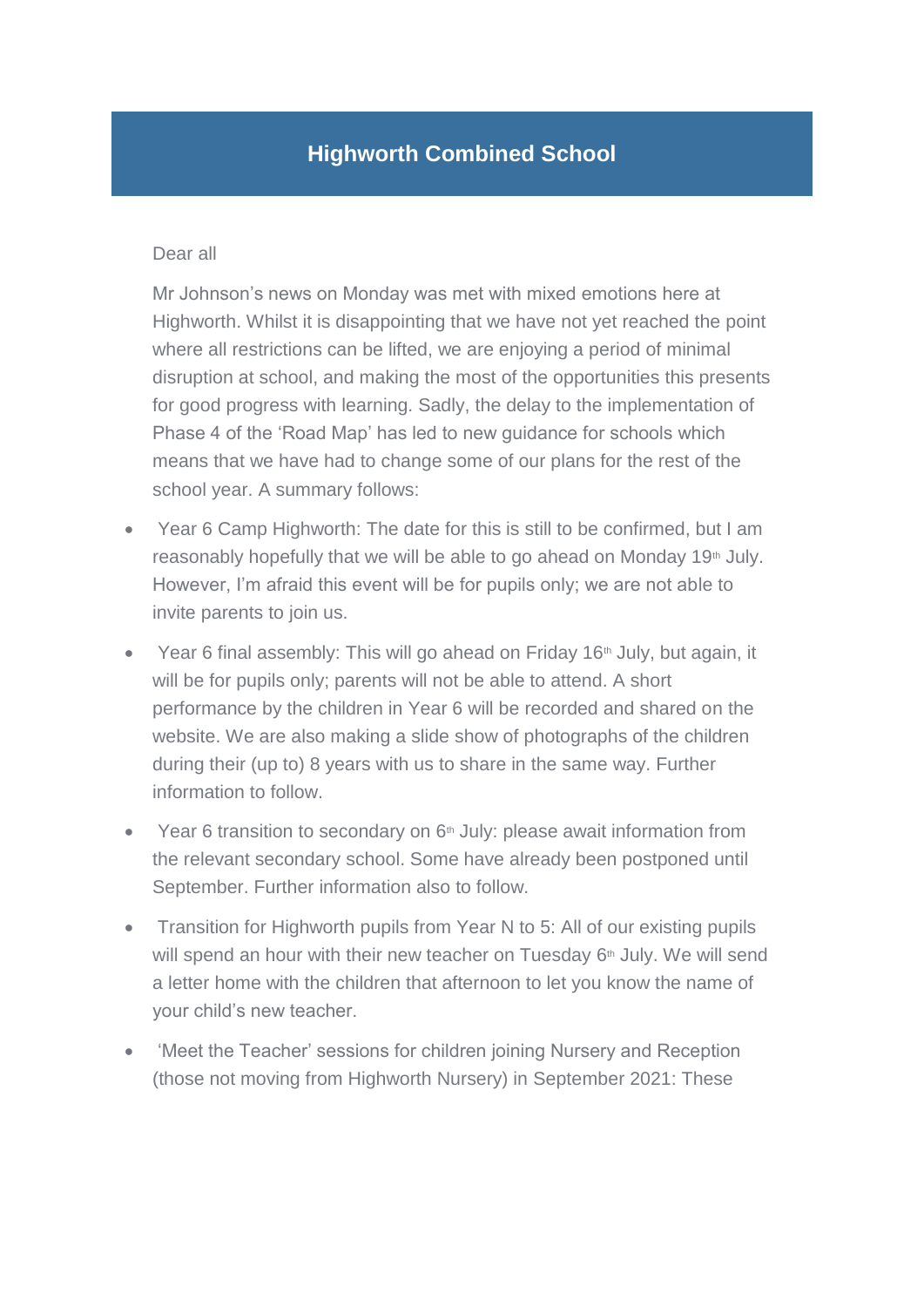# Highworth Combined School

Dear all

Mr Johnson's news on Monday was met with mixed emotions here at Highworth. Whilst it is disappointing that we have not yet reached the point where all restrictions can be lifted, we are enjoying a period of minimal disruption at school, and making the most of the opportunities this presents for good progress with learning. Sadly, the delay to the implementation of Phase 4 of the 'Road Map' has led to new guidance for schools which means that we have had to change some of our plans for the rest of the school year. A summary follows:

- Year 6 Camp Highworth: The date for this is still to be confirmed, but I am reasonably hopefully that we will be able to go ahead on Monday 19th July. However, I'm afraid this event will be for pupils only; we are not able to invite parents to join us.
- Year 6 final assembly: This will go ahead on Friday 16th July, but again, it will be for pupils only; parents will not be able to attend. A short performance by the children in Year 6 will be recorded and shared on the website. We are also making a slide show of photographs of the children during their (up to) 8 years with us to share in the same way. Further information to follow.
- Year 6 transition to secondary on 6th July: please await information from the relevant secondary school. Some have already been postponed until September. Further information also to follow.
- Transition for Highworth pupils from Year N to 5: All of our existing pupils will spend an hour with their new teacher on Tuesday 6th July. We will send a letter home with the children that afternoon to let you know the name of your child's new teacher.
- 'Meet the Teacher' sessions for children joining Nursery and Reception (those not moving from Highworth Nursery) in September 2021: These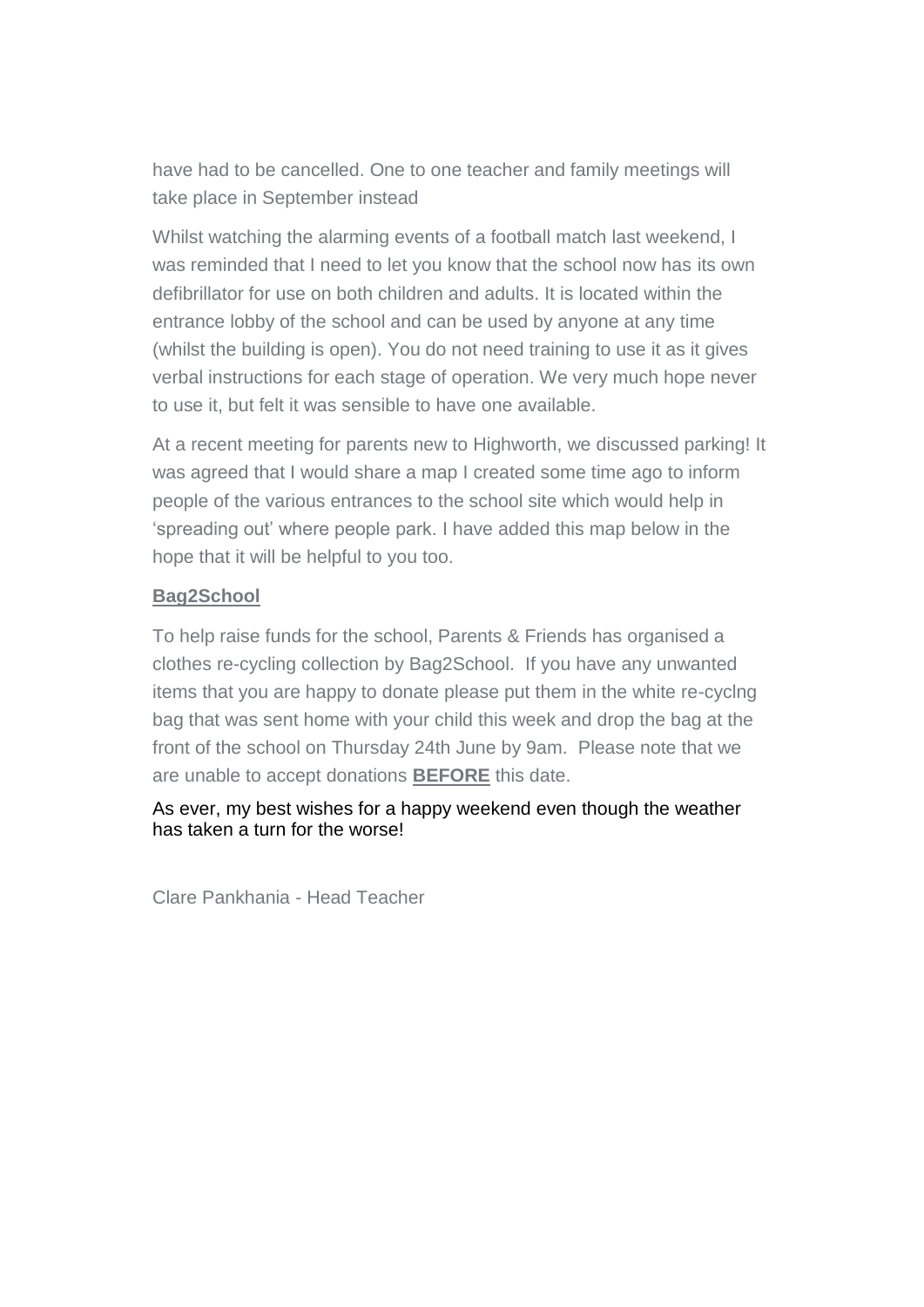have had to be cancelled. One to one teacher and family meetings will take place in September instead

Whilst watching the alarming events of a football match last weekend, I was reminded that I need to let you know that the school now has its own defibrillator for use on both children and adults. It is located within the entrance lobby of the school and can be used by anyone at any time (whilst the building is open). You do not need training to use it as it gives verbal instructions for each stage of operation. We very much hope never to use it, but felt it was sensible to have one available.

At a recent meeting for parents new to Highworth, we discussed parking! It was agreed that I would share a map I created some time ago to inform people of the various entrances to the school site which would help in 'spreading out' where people park. I have added this map below in the hope that it will be helpful to you too.

**Bag2School**

To help raise funds for the school, Parents & Friends has organised a clothes re-cycling collection by Bag2School. If you have any unwanted items that you are happy to donate please put them in the white re-cyclng bag that was sent home with your child this week and drop the bag at the front of the school on Thursday 24th June by 9am. Please note that we are unable to accept donations **BEFORE** this date.

As ever, my best wishes for a happy weekend even though the weather has taken a turn for the worse!

Clare Pankhania - Head Teacher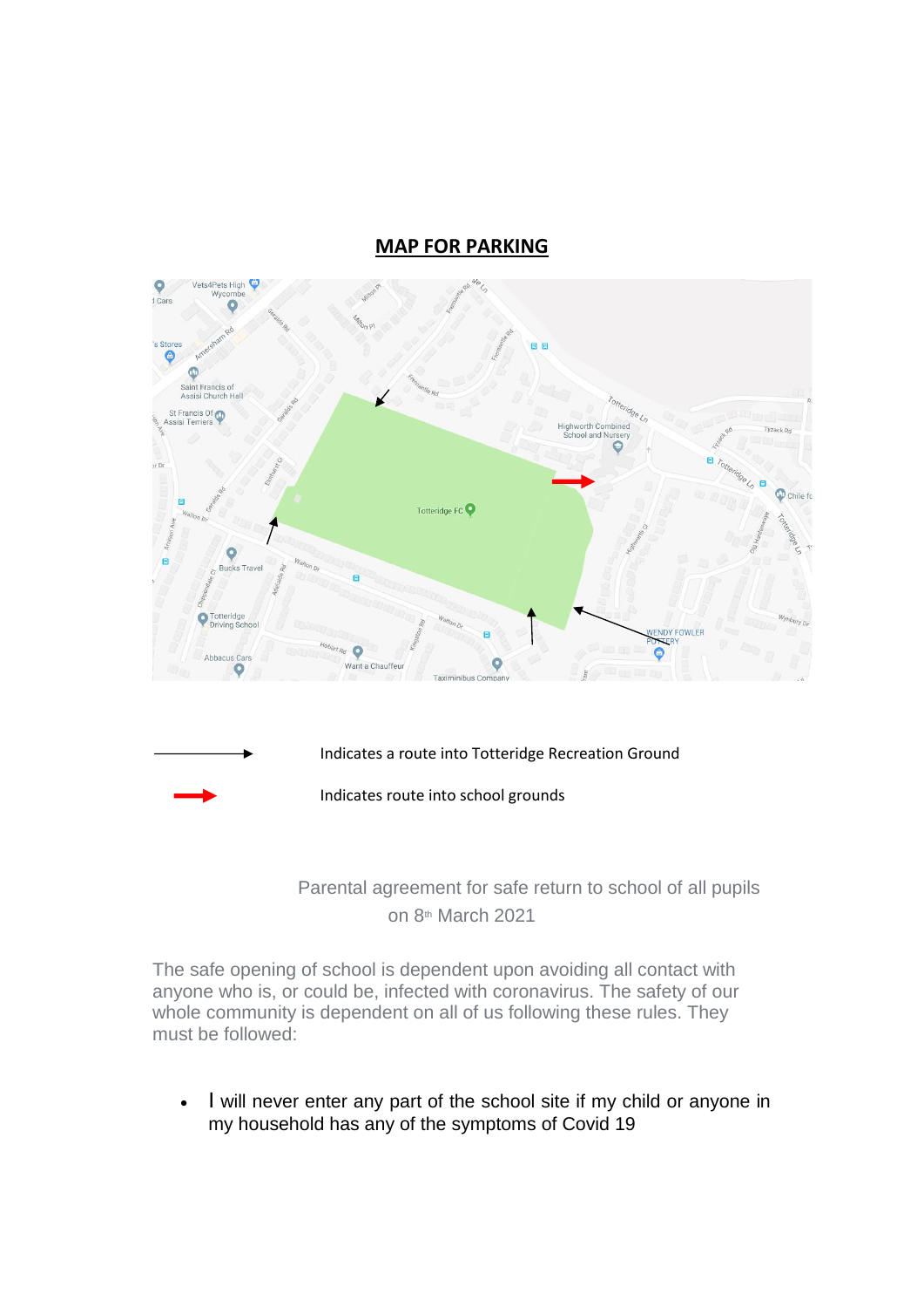## MAP FOR PARKING

→ Indicates a route into Totteridge Recreation Ground

→ Indicates route into school grounds

Parental agreement for safe return to school of all pupils on 8th March 2021

The safe opening of school is dependent upon avoiding all contact with anyone who is, or could be, infected with coronavirus. The safety of our whole community is dependent on all of us following these rules. They must be followed:

- I will never enter any part of the school site if my child or anyone in my household has any of the symptoms of Covid 19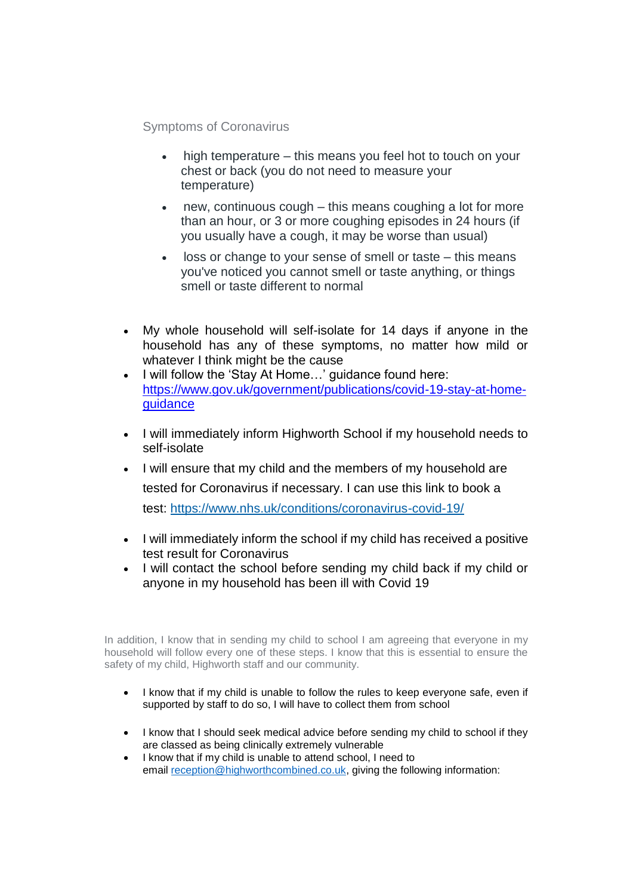Symptoms of Coronavirus

- high temperature – this means you feel hot to touch on your chest or back (you do not need to measure your temperature)
- new, continuous cough – this means coughing a lot for more than an hour, or 3 or more coughing episodes in 24 hours (if you usually have a cough, it may be worse than usual)
- loss or change to your sense of smell or taste – this means you've noticed you cannot smell or taste anything, or things smell or taste different to normal

- My whole household will self-isolate for 14 days if anyone in the household has any of these symptoms, no matter how mild or whatever I think might be the cause
- I will follow the 'Stay At Home…' guidance found here: [https://www.gov.uk/government/publications/covid-19-stay-at-home-guidance](https://www.gov.uk/government/publications/covid-19-stay-at-home-guidance)
- I will immediately inform Highworth School if my household needs to self-isolate
- I will ensure that my child and the members of my household are tested for Coronavirus if necessary. I can use this link to book a test: [https://www.nhs.uk/conditions/coronavirus-covid-19/](https://www.nhs.uk/conditions/coronavirus-covid-19/)
- I will immediately inform the school if my child has received a positive test result for Coronavirus
- I will contact the school before sending my child back if my child or anyone in my household has been ill with Covid 19

In addition, I know that in sending my child to school I am agreeing that everyone in my household will follow every one of these steps. I know that this is essential to ensure the safety of my child, Highworth staff and our community.

- I know that if my child is unable to follow the rules to keep everyone safe, even if supported by staff to do so, I will have to collect them from school
- I know that I should seek medical advice before sending my child to school if they are classed as being clinically extremely vulnerable
- I know that if my child is unable to attend school, I need to email [reception@highworthcombined.co.uk](mailto:reception@highworthcombined.co.uk), giving the following information: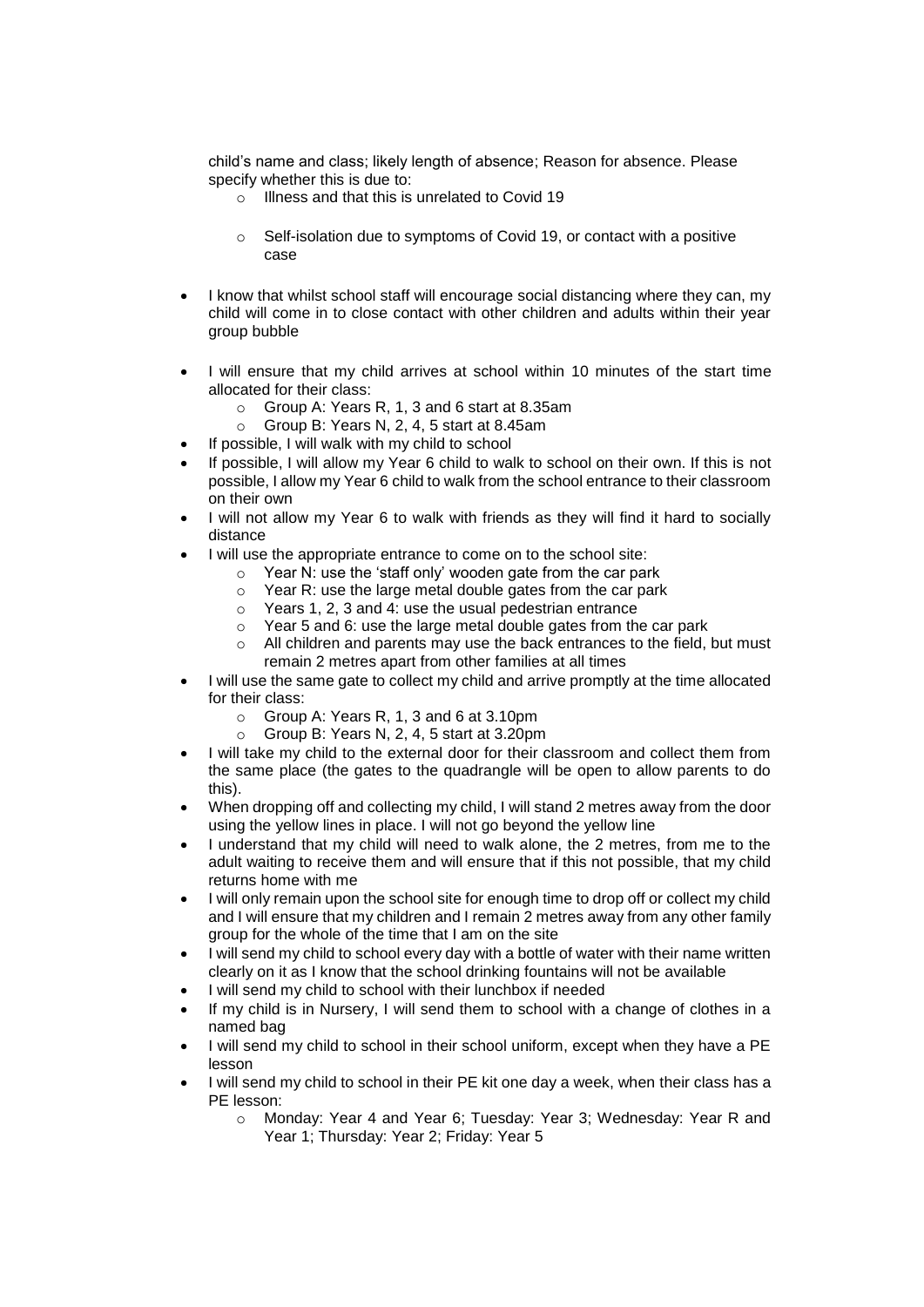child's name and class; likely length of absence; Reason for absence. Please specify whether this is due to:

  - Illness and that this is unrelated to Covid 19
  - Self-isolation due to symptoms of Covid 19, or contact with a positive case

- I know that whilst school staff will encourage social distancing where they can, my child will come in to close contact with other children and adults within their year group bubble
- I will ensure that my child arrives at school within 10 minutes of the start time allocated for their class:
  - Group A: Years R, 1, 3 and 6 start at 8.35am
  - Group B: Years N, 2, 4, 5 start at 8.45am
- If possible, I will walk with my child to school
- If possible, I will allow my Year 6 child to walk to school on their own. If this is not possible, I allow my Year 6 child to walk from the school entrance to their classroom on their own
- I will not allow my Year 6 to walk with friends as they will find it hard to socially distance
- I will use the appropriate entrance to come on to the school site:
  - Year N: use the 'staff only' wooden gate from the car park
  - Year R: use the large metal double gates from the car park
  - Years 1, 2, 3 and 4: use the usual pedestrian entrance
  - Year 5 and 6: use the large metal double gates from the car park
  - All children and parents may use the back entrances to the field, but must remain 2 metres apart from other families at all times
- I will use the same gate to collect my child and arrive promptly at the time allocated for their class:
  - Group A: Years R, 1, 3 and 6 at 3.10pm
  - Group B: Years N, 2, 4, 5 start at 3.20pm
- I will take my child to the external door for their classroom and collect them from the same place (the gates to the quadrangle will be open to allow parents to do this).
- When dropping off and collecting my child, I will stand 2 metres away from the door using the yellow lines in place. I will not go beyond the yellow line
- I understand that my child will need to walk alone, the 2 metres, from me to the adult waiting to receive them and will ensure that if this not possible, that my child returns home with me
- I will only remain upon the school site for enough time to drop off or collect my child and I will ensure that my children and I remain 2 metres away from any other family group for the whole of the time that I am on the site
- I will send my child to school every day with a bottle of water with their name written clearly on it as I know that the school drinking fountains will not be available
- I will send my child to school with their lunchbox if needed
- If my child is in Nursery, I will send them to school with a change of clothes in a named bag
- I will send my child to school in their school uniform, except when they have a PE lesson
- I will send my child to school in their PE kit one day a week, when their class has a PE lesson:
  - Monday: Year 4 and Year 6; Tuesday: Year 3; Wednesday: Year R and Year 1; Thursday: Year 2; Friday: Year 5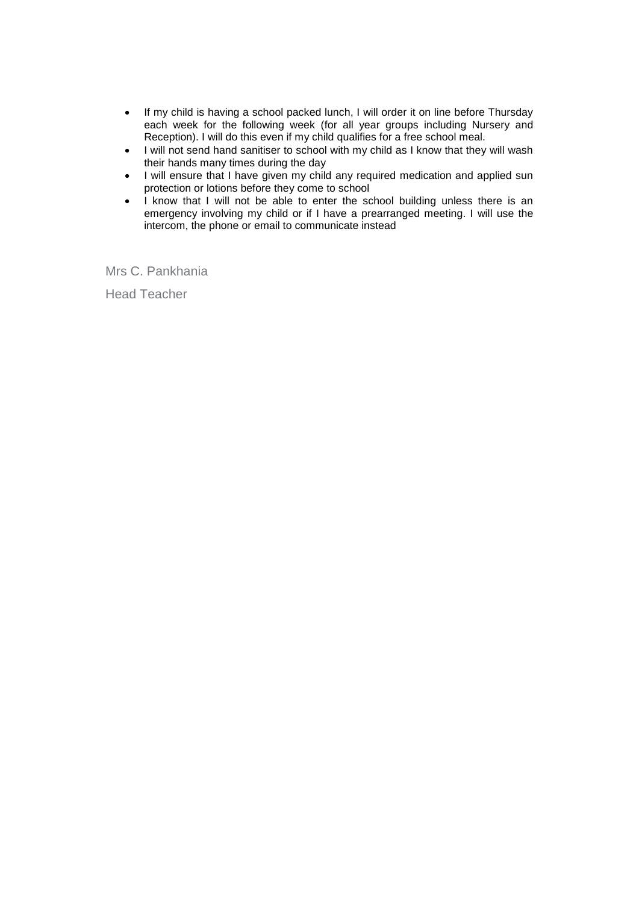- If my child is having a school packed lunch, I will order it on line before Thursday each week for the following week (for all year groups including Nursery and Reception). I will do this even if my child qualifies for a free school meal.
- I will not send hand sanitiser to school with my child as I know that they will wash their hands many times during the day
- I will ensure that I have given my child any required medication and applied sun protection or lotions before they come to school
- I know that I will not be able to enter the school building unless there is an emergency involving my child or if I have a prearranged meeting. I will use the intercom, the phone or email to communicate instead

Mrs C. Pankhania

Head Teacher